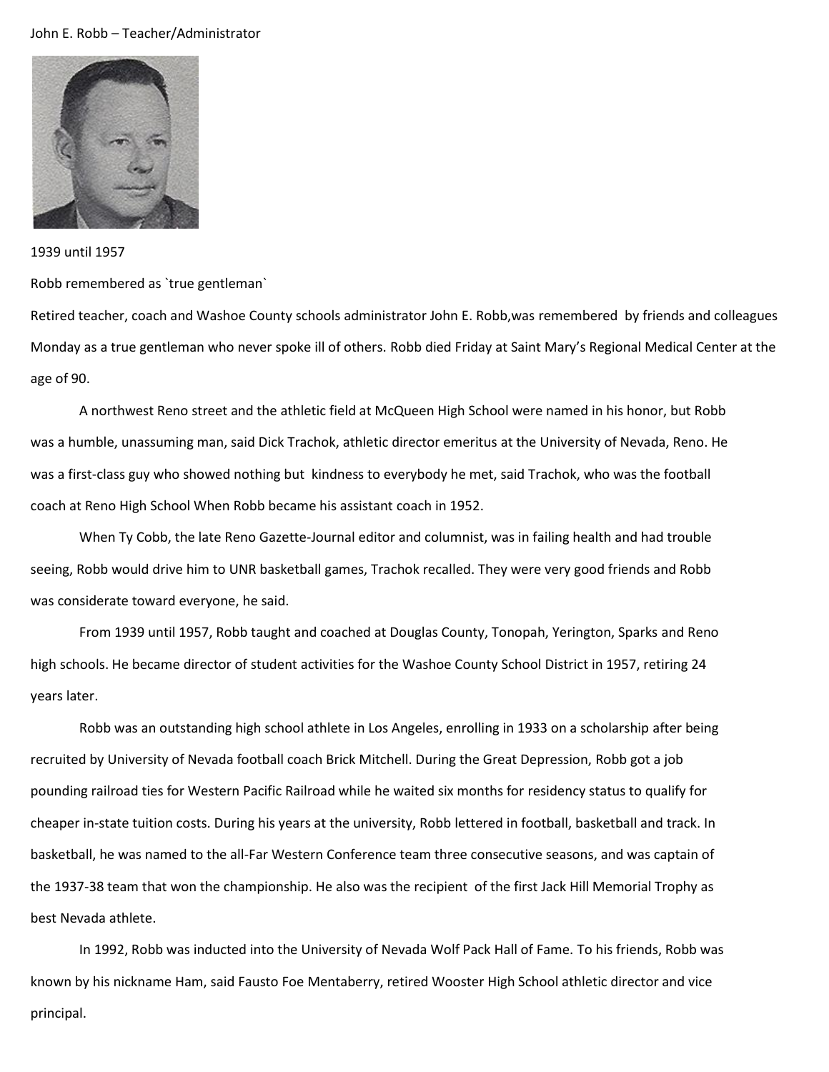John E. Robb – Teacher/Administrator

1939 until 1957

Robb remembered as `true gentleman`

Retired teacher, coach and Washoe County schools administrator John E. Robb,was remembered by friends and colleagues Monday as a true gentleman who never spoke ill of others. Robb died Friday at Saint Mary's Regional Medical Center at the age of 90.

A northwest Reno street and the athletic field at McQueen High School were named in his honor, but Robb was a humble, unassuming man, said Dick Trachok, athletic director emeritus at the University of Nevada, Reno. He was a first-class guy who showed nothing but kindness to everybody he met, said Trachok, who was the football coach at Reno High School When Robb became his assistant coach in 1952.

When Ty Cobb, the late Reno Gazette-Journal editor and columnist, was in failing health and had trouble seeing, Robb would drive him to UNR basketball games, Trachok recalled. They were very good friends and Robb was considerate toward everyone, he said.

From 1939 until 1957, Robb taught and coached at Douglas County, Tonopah, Yerington, Sparks and Reno high schools. He became director of student activities for the Washoe County School District in 1957, retiring 24 years later.

Robb was an outstanding high school athlete in Los Angeles, enrolling in 1933 on a scholarship after being recruited by University of Nevada football coach Brick Mitchell. During the Great Depression, Robb got a job pounding railroad ties for Western Pacific Railroad while he waited six months for residency status to qualify for cheaper in-state tuition costs. During his years at the university, Robb lettered in football, basketball and track. In basketball, he was named to the all-Far Western Conference team three consecutive seasons, and was captain of the 1937-38 team that won the championship. He also was the recipient of the first Jack Hill Memorial Trophy as best Nevada athlete.

In 1992, Robb was inducted into the University of Nevada Wolf Pack Hall of Fame. To his friends, Robb was known by his nickname Ham, said Fausto Foe Mentaberry, retired Wooster High School athletic director and vice principal.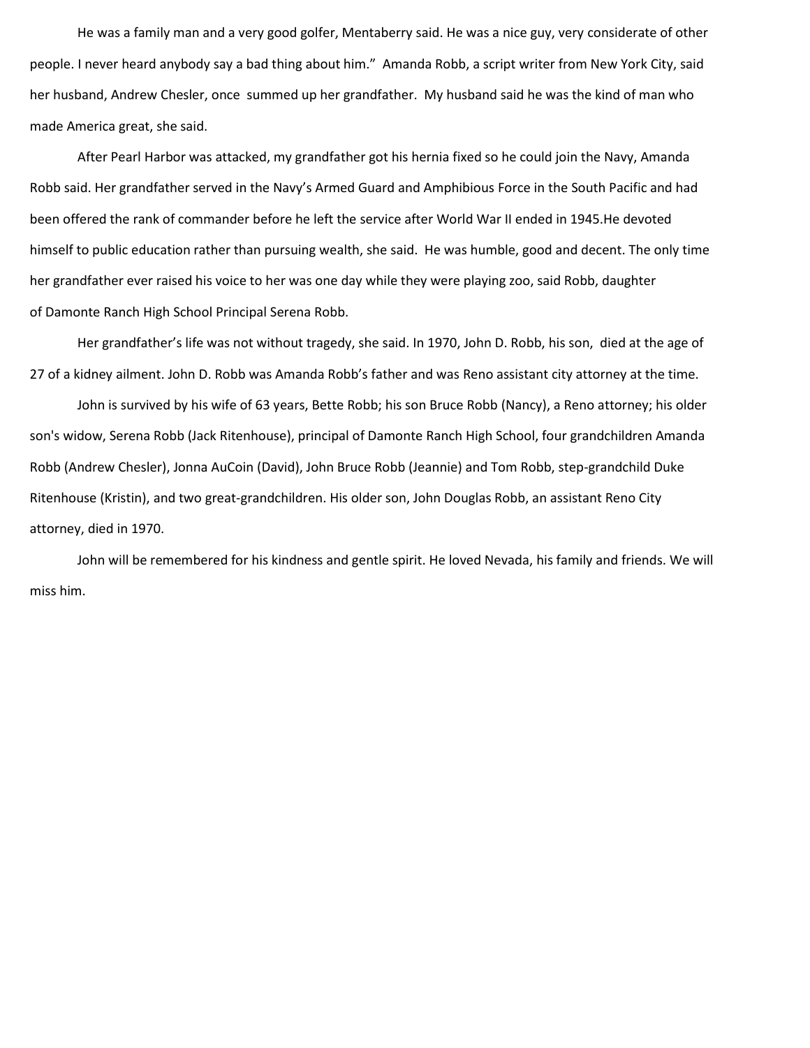He was a family man and a very good golfer, Mentaberry said. He was a nice guy, very considerate of other people. I never heard anybody say a bad thing about him." Amanda Robb, a script writer from New York City, said her husband, Andrew Chesler, once summed up her grandfather. My husband said he was the kind of man who made America great, she said.

After Pearl Harbor was attacked, my grandfather got his hernia fixed so he could join the Navy, Amanda Robb said. Her grandfather served in the Navy's Armed Guard and Amphibious Force in the South Pacific and had been offered the rank of commander before he left the service after World War II ended in 1945.He devoted himself to public education rather than pursuing wealth, she said. He was humble, good and decent. The only time her grandfather ever raised his voice to her was one day while they were playing zoo, said Robb, daughter of Damonte Ranch High School Principal Serena Robb.

Her grandfather's life was not without tragedy, she said. In 1970, John D. Robb, his son, died at the age of 27 of a kidney ailment. John D. Robb was Amanda Robb's father and was Reno assistant city attorney at the time.

John is survived by his wife of 63 years, Bette Robb; his son Bruce Robb (Nancy), a Reno attorney; his older son's widow, Serena Robb (Jack Ritenhouse), principal of Damonte Ranch High School, four grandchildren Amanda Robb (Andrew Chesler), Jonna AuCoin (David), John Bruce Robb (Jeannie) and Tom Robb, step-grandchild Duke Ritenhouse (Kristin), and two great-grandchildren. His older son, John Douglas Robb, an assistant Reno City attorney, died in 1970.

John will be remembered for his kindness and gentle spirit. He loved Nevada, his family and friends. We will miss him.